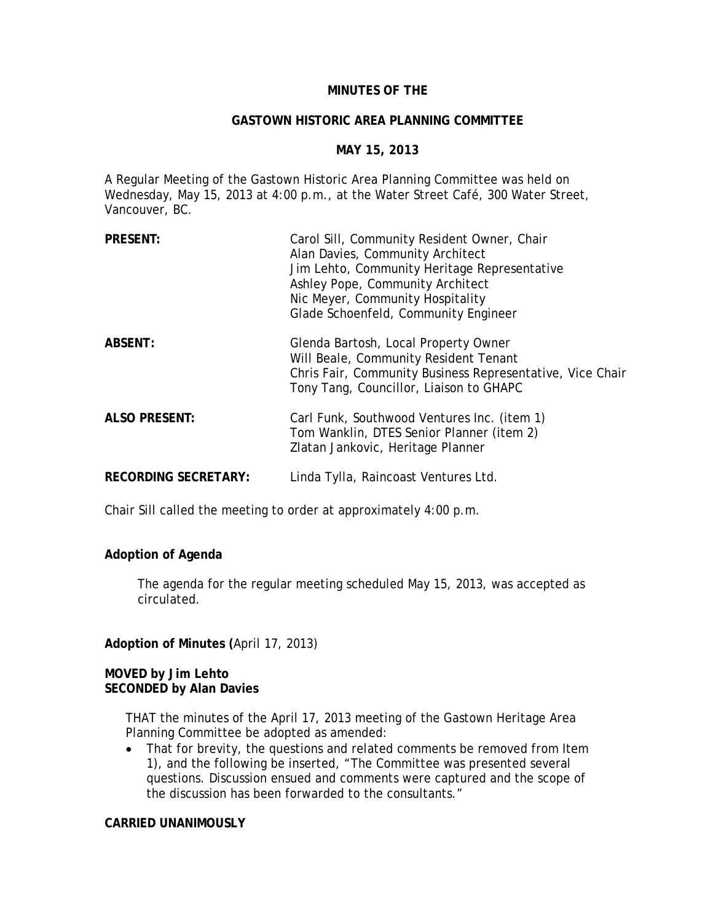# MINUTES OF THE

## GASTOWN HISTORIC AREA PLANNING COMMITTEE

### MAY 15, 2013

A Regular Meeting of the Gastown Historic Area Planning Committee was held on Wednesday, May 15, 2013 at 4:00 p.m., at the Water Street Café, 300 Water Street, Vancouver, BC.

| | |
|---|---|
| **PRESENT:** | Carol Sill, Community Resident Owner, Chair<br>Alan Davies, Community Architect<br>Jim Lehto, Community Heritage Representative<br>Ashley Pope, Community Architect<br>Nic Meyer, Community Hospitality<br>Glade Schoenfeld, Community Engineer |
| **ABSENT:** | Glenda Bartosh, Local Property Owner<br>Will Beale, Community Resident Tenant<br>Chris Fair, Community Business Representative, Vice Chair<br>Tony Tang, Councillor, Liaison to GHAPC |
| **ALSO PRESENT:** | Carl Funk, Southwood Ventures Inc. (item 1)<br>Tom Wanklin, DTES Senior Planner (item 2)<br>Zlatan Jankovic, Heritage Planner |
| **RECORDING SECRETARY:** | Linda Tylla, Raincoast Ventures Ltd. |

Chair Sill called the meeting to order at approximately 4:00 p.m.

**Adoption of Agenda**

The agenda for the regular meeting scheduled May 15, 2013, was accepted as circulated.

**Adoption of Minutes (**April 17, 2013)

**MOVED by Jim Lehto**
**SECONDED by Alan Davies**

THAT the minutes of the April 17, 2013 meeting of the Gastown Heritage Area Planning Committee be adopted as amended:

- That for brevity, the questions and related comments be removed from Item 1), and the following be inserted, "The Committee was presented several questions. Discussion ensued and comments were captured and the scope of the discussion has been forwarded to the consultants."

**CARRIED UNANIMOUSLY**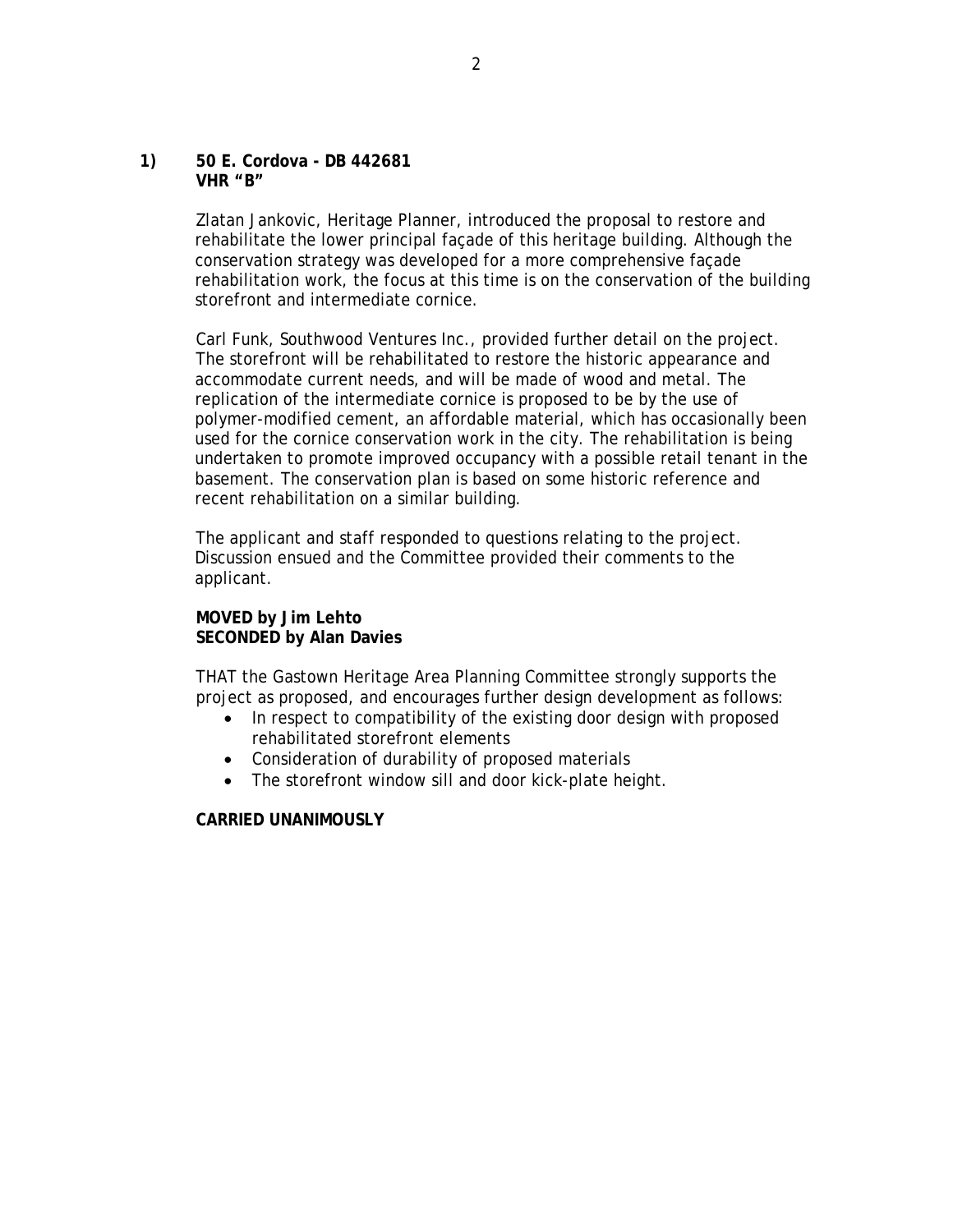**1) 50 E. Cordova - DB 442681**
**VHR "B"**

Zlatan Jankovic, Heritage Planner, introduced the proposal to restore and rehabilitate the lower principal façade of this heritage building. Although the conservation strategy was developed for a more comprehensive façade rehabilitation work, the focus at this time is on the conservation of the building storefront and intermediate cornice.

Carl Funk, Southwood Ventures Inc., provided further detail on the project. The storefront will be rehabilitated to restore the historic appearance and accommodate current needs, and will be made of wood and metal. The replication of the intermediate cornice is proposed to be by the use of polymer-modified cement, an affordable material, which has occasionally been used for the cornice conservation work in the city. The rehabilitation is being undertaken to promote improved occupancy with a possible retail tenant in the basement. The conservation plan is based on some historic reference and recent rehabilitation on a similar building.

The applicant and staff responded to questions relating to the project. Discussion ensued and the Committee provided their comments to the applicant.

**MOVED by Jim Lehto**
**SECONDED by Alan Davies**

THAT the Gastown Heritage Area Planning Committee strongly supports the project as proposed, and encourages further design development as follows:

- In respect to compatibility of the existing door design with proposed rehabilitated storefront elements
- Consideration of durability of proposed materials
- The storefront window sill and door kick-plate height.

**CARRIED UNANIMOUSLY**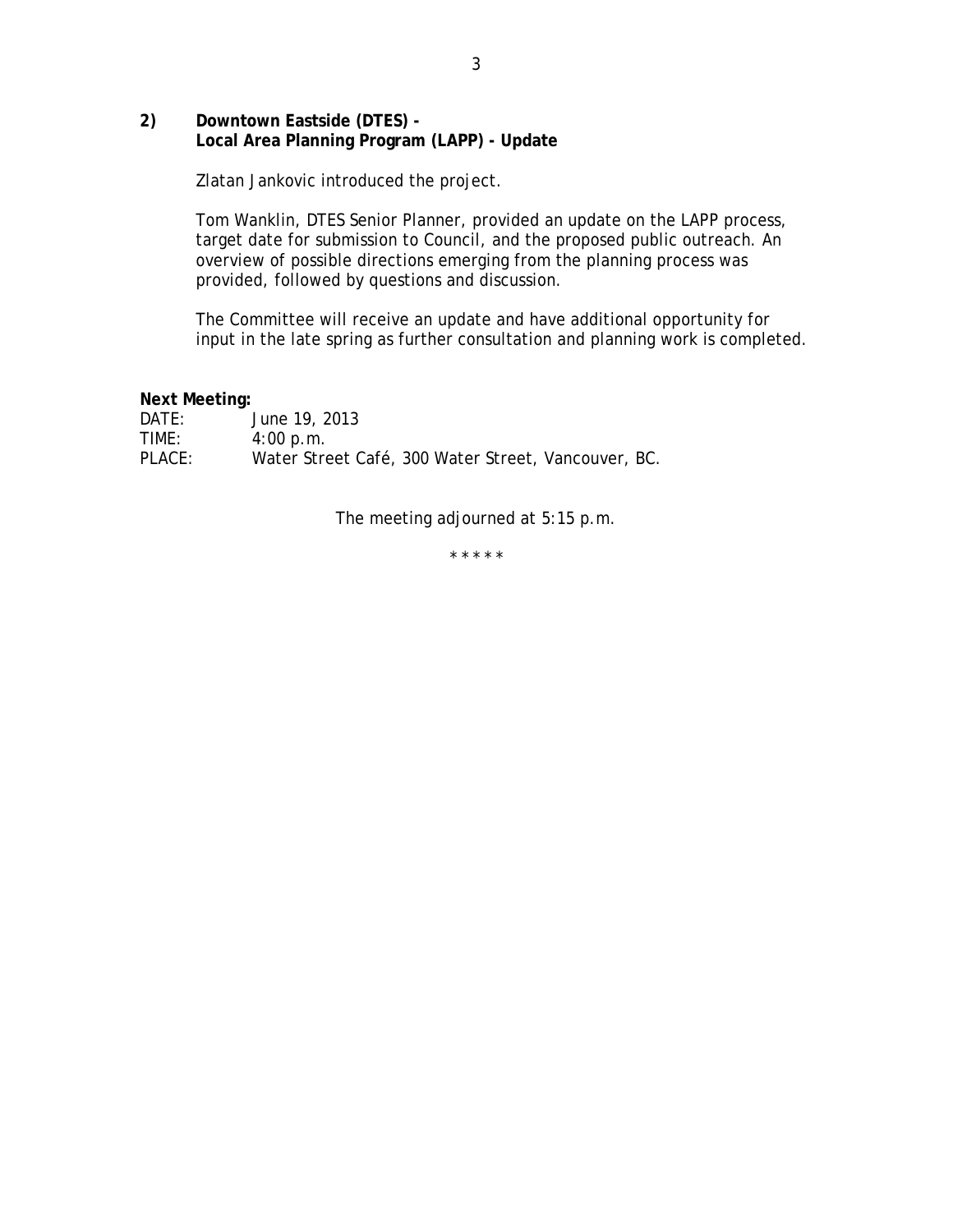**2) Downtown Eastside (DTES) - Local Area Planning Program (LAPP) - Update**

Zlatan Jankovic introduced the project.

Tom Wanklin, DTES Senior Planner, provided an update on the LAPP process, target date for submission to Council, and the proposed public outreach. An overview of possible directions emerging from the planning process was provided, followed by questions and discussion.

The Committee will receive an update and have additional opportunity for input in the late spring as further consultation and planning work is completed.

**Next Meeting:**

DATE: June 19, 2013
TIME: 4:00 p.m.
PLACE: Water Street Café, 300 Water Street, Vancouver, BC.

The meeting adjourned at 5:15 p.m.

* * * * *